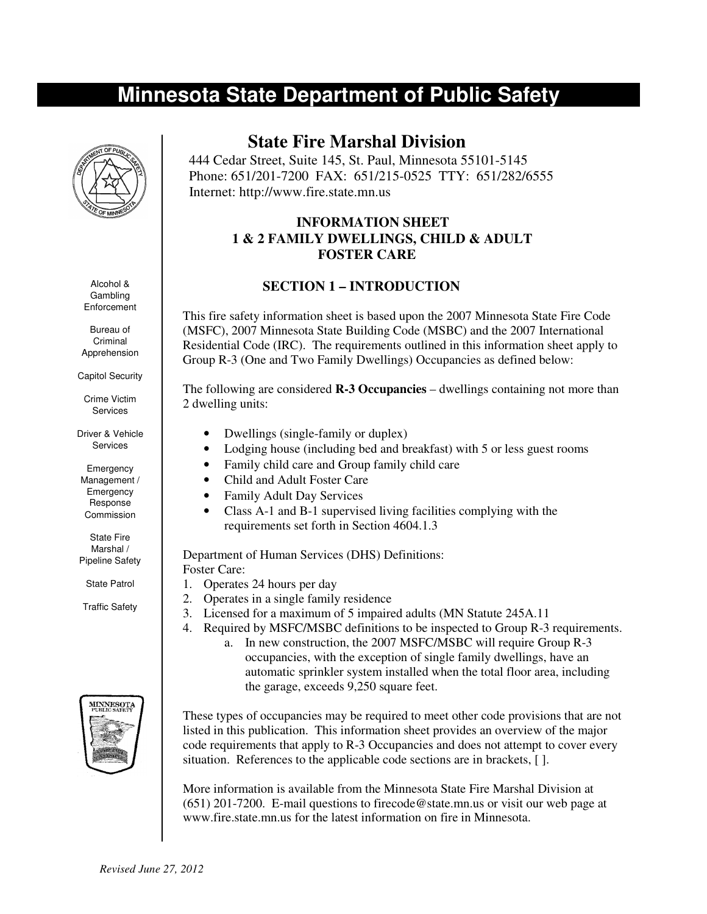# Minnesota State Department of Public Safety

Alcohol & Gambling Enforcement

Bureau of Criminal Apprehension

Capitol Security

Crime Victim Services

Driver & Vehicle Services

Emergency Management / Emergency Response Commission

State Fire Marshal / Pipeline Safety

State Patrol

Traffic Safety

## State Fire Marshal Division

444 Cedar Street, Suite 145, St. Paul, Minnesota 55101-5145
Phone: 651/201-7200 FAX: 651/215-0525 TTY: 651/282/6555
Internet: http://www.fire.state.mn.us

**INFORMATION SHEET**
**1 & 2 FAMILY DWELLINGS, CHILD & ADULT FOSTER CARE**

### SECTION 1 – INTRODUCTION

This fire safety information sheet is based upon the 2007 Minnesota State Fire Code (MSFC), 2007 Minnesota State Building Code (MSBC) and the 2007 International Residential Code (IRC). The requirements outlined in this information sheet apply to Group R-3 (One and Two Family Dwellings) Occupancies as defined below:

The following are considered **R-3 Occupancies** – dwellings containing not more than 2 dwelling units:

- Dwellings (single-family or duplex)
- Lodging house (including bed and breakfast) with 5 or less guest rooms
- Family child care and Group family child care
- Child and Adult Foster Care
- Family Adult Day Services
- Class A-1 and B-1 supervised living facilities complying with the requirements set forth in Section 4604.1.3

Department of Human Services (DHS) Definitions:
Foster Care:

1. Operates 24 hours per day
2. Operates in a single family residence
3. Licensed for a maximum of 5 impaired adults (MN Statute 245A.11
4. Required by MSFC/MSBC definitions to be inspected to Group R-3 requirements.
   a. In new construction, the 2007 MSFC/MSBC will require Group R-3 occupancies, with the exception of single family dwellings, have an automatic sprinkler system installed when the total floor area, including the garage, exceeds 9,250 square feet.

These types of occupancies may be required to meet other code provisions that are not listed in this publication. This information sheet provides an overview of the major code requirements that apply to R-3 Occupancies and does not attempt to cover every situation. References to the applicable code sections are in brackets, [ ].

More information is available from the Minnesota State Fire Marshal Division at (651) 201-7200. E-mail questions to firecode@state.mn.us or visit our web page at www.fire.state.mn.us for the latest information on fire in Minnesota.

*Revised June 27, 2012*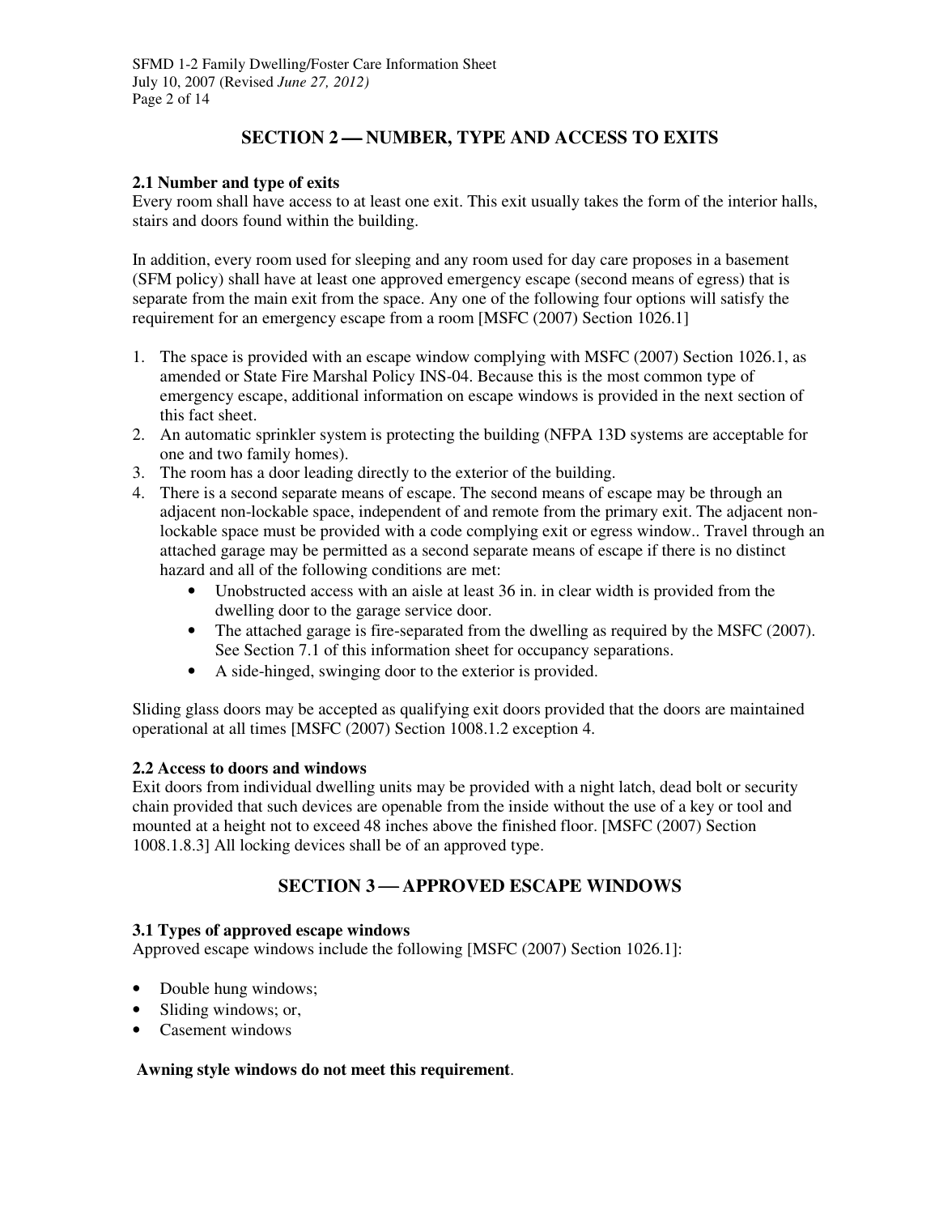## SECTION 2 — NUMBER, TYPE AND ACCESS TO EXITS

### 2.1 Number and type of exits

Every room shall have access to at least one exit. This exit usually takes the form of the interior halls, stairs and doors found within the building.

In addition, every room used for sleeping and any room used for day care proposes in a basement (SFM policy) shall have at least one approved emergency escape (second means of egress) that is separate from the main exit from the space. Any one of the following four options will satisfy the requirement for an emergency escape from a room [MSFC (2007) Section 1026.1]

1. The space is provided with an escape window complying with MSFC (2007) Section 1026.1, as amended or State Fire Marshal Policy INS-04. Because this is the most common type of emergency escape, additional information on escape windows is provided in the next section of this fact sheet.
2. An automatic sprinkler system is protecting the building (NFPA 13D systems are acceptable for one and two family homes).
3. The room has a door leading directly to the exterior of the building.
4. There is a second separate means of escape. The second means of escape may be through an adjacent non-lockable space, independent of and remote from the primary exit. The adjacent non-lockable space must be provided with a code complying exit or egress window.. Travel through an attached garage may be permitted as a second separate means of escape if there is no distinct hazard and all of the following conditions are met:
   - Unobstructed access with an aisle at least 36 in. in clear width is provided from the dwelling door to the garage service door.
   - The attached garage is fire-separated from the dwelling as required by the MSFC (2007). See Section 7.1 of this information sheet for occupancy separations.
   - A side-hinged, swinging door to the exterior is provided.

Sliding glass doors may be accepted as qualifying exit doors provided that the doors are maintained operational at all times [MSFC (2007) Section 1008.1.2 exception 4.

### 2.2 Access to doors and windows

Exit doors from individual dwelling units may be provided with a night latch, dead bolt or security chain provided that such devices are openable from the inside without the use of a key or tool and mounted at a height not to exceed 48 inches above the finished floor. [MSFC (2007) Section 1008.1.8.3] All locking devices shall be of an approved type.

## SECTION 3 — APPROVED ESCAPE WINDOWS

### 3.1 Types of approved escape windows

Approved escape windows include the following [MSFC (2007) Section 1026.1]:

- Double hung windows;
- Sliding windows; or,
- Casement windows

**Awning style windows do not meet this requirement**.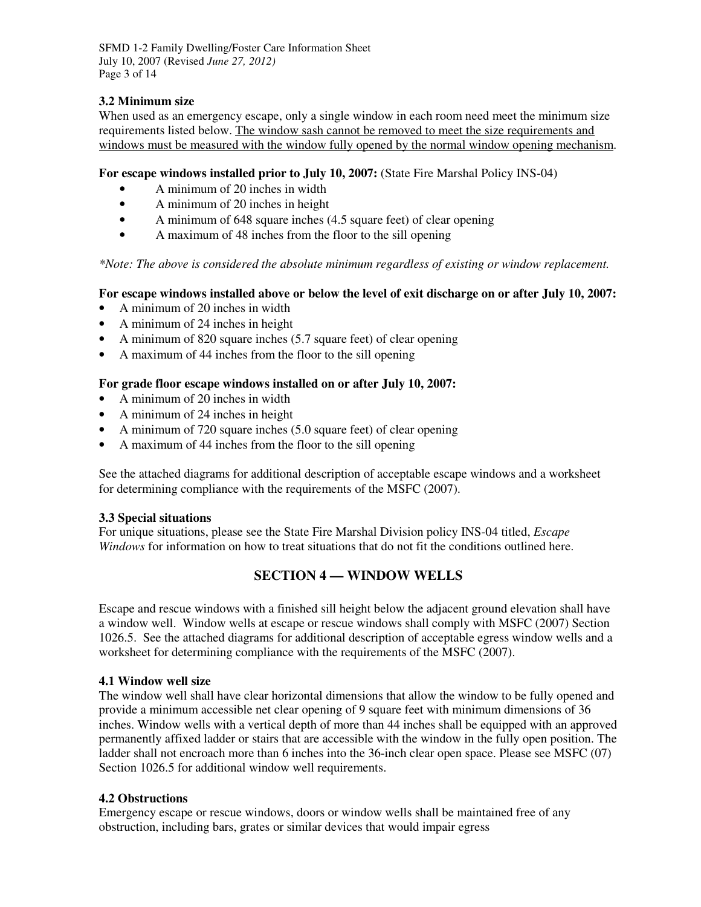### 3.2 Minimum size

When used as an emergency escape, only a single window in each room need meet the minimum size requirements listed below. <u>The window sash cannot be removed to meet the size requirements and windows must be measured with the window fully opened by the normal window opening mechanism</u>.

**For escape windows installed prior to July 10, 2007:** (State Fire Marshal Policy INS-04)

- A minimum of 20 inches in width
- A minimum of 20 inches in height
- A minimum of 648 square inches (4.5 square feet) of clear opening
- A maximum of 48 inches from the floor to the sill opening

*\*Note: The above is considered the absolute minimum regardless of existing or window replacement.*

**For escape windows installed above or below the level of exit discharge on or after July 10, 2007:**

- A minimum of 20 inches in width
- A minimum of 24 inches in height
- A minimum of 820 square inches (5.7 square feet) of clear opening
- A maximum of 44 inches from the floor to the sill opening

**For grade floor escape windows installed on or after July 10, 2007:**

- A minimum of 20 inches in width
- A minimum of 24 inches in height
- A minimum of 720 square inches (5.0 square feet) of clear opening
- A maximum of 44 inches from the floor to the sill opening

See the attached diagrams for additional description of acceptable escape windows and a worksheet for determining compliance with the requirements of the MSFC (2007).

### 3.3 Special situations

For unique situations, please see the State Fire Marshal Division policy INS-04 titled, *Escape Windows* for information on how to treat situations that do not fit the conditions outlined here.

## SECTION 4 — WINDOW WELLS

Escape and rescue windows with a finished sill height below the adjacent ground elevation shall have a window well. Window wells at escape or rescue windows shall comply with MSFC (2007) Section 1026.5. See the attached diagrams for additional description of acceptable egress window wells and a worksheet for determining compliance with the requirements of the MSFC (2007).

### 4.1 Window well size

The window well shall have clear horizontal dimensions that allow the window to be fully opened and provide a minimum accessible net clear opening of 9 square feet with minimum dimensions of 36 inches. Window wells with a vertical depth of more than 44 inches shall be equipped with an approved permanently affixed ladder or stairs that are accessible with the window in the fully open position. The ladder shall not encroach more than 6 inches into the 36-inch clear open space. Please see MSFC (07) Section 1026.5 for additional window well requirements.

### 4.2 Obstructions

Emergency escape or rescue windows, doors or window wells shall be maintained free of any obstruction, including bars, grates or similar devices that would impair egress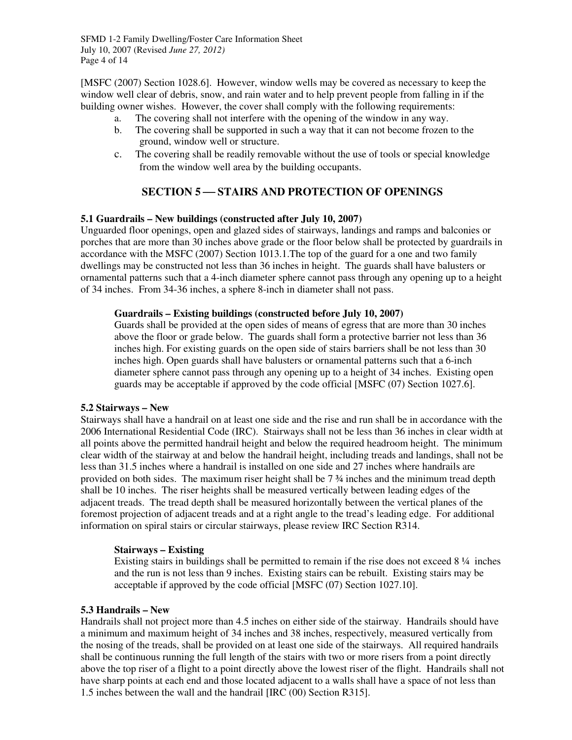[MSFC (2007) Section 1028.6]. However, window wells may be covered as necessary to keep the window well clear of debris, snow, and rain water and to help prevent people from falling in if the building owner wishes. However, the cover shall comply with the following requirements:

a. The covering shall not interfere with the opening of the window in any way.
b. The covering shall be supported in such a way that it can not become frozen to the ground, window well or structure.
c. The covering shall be readily removable without the use of tools or special knowledge from the window well area by the building occupants.

## SECTION 5 — STAIRS AND PROTECTION OF OPENINGS

### 5.1 Guardrails – New buildings (constructed after July 10, 2007)

Unguarded floor openings, open and glazed sides of stairways, landings and ramps and balconies or porches that are more than 30 inches above grade or the floor below shall be protected by guardrails in accordance with the MSFC (2007) Section 1013.1.The top of the guard for a one and two family dwellings may be constructed not less than 36 inches in height. The guards shall have balusters or ornamental patterns such that a 4-inch diameter sphere cannot pass through any opening up to a height of 34 inches. From 34-36 inches, a sphere 8-inch in diameter shall not pass.

#### Guardrails – Existing buildings (constructed before July 10, 2007)

Guards shall be provided at the open sides of means of egress that are more than 30 inches above the floor or grade below. The guards shall form a protective barrier not less than 36 inches high. For existing guards on the open side of stairs barriers shall be not less than 30 inches high. Open guards shall have balusters or ornamental patterns such that a 6-inch diameter sphere cannot pass through any opening up to a height of 34 inches. Existing open guards may be acceptable if approved by the code official [MSFC (07) Section 1027.6].

### 5.2 Stairways – New

Stairways shall have a handrail on at least one side and the rise and run shall be in accordance with the 2006 International Residential Code (IRC). Stairways shall not be less than 36 inches in clear width at all points above the permitted handrail height and below the required headroom height. The minimum clear width of the stairway at and below the handrail height, including treads and landings, shall not be less than 31.5 inches where a handrail is installed on one side and 27 inches where handrails are provided on both sides. The maximum riser height shall be 7 ¾ inches and the minimum tread depth shall be 10 inches. The riser heights shall be measured vertically between leading edges of the adjacent treads. The tread depth shall be measured horizontally between the vertical planes of the foremost projection of adjacent treads and at a right angle to the tread's leading edge. For additional information on spiral stairs or circular stairways, please review IRC Section R314.

#### Stairways – Existing

Existing stairs in buildings shall be permitted to remain if the rise does not exceed 8 ¼ inches and the run is not less than 9 inches. Existing stairs can be rebuilt. Existing stairs may be acceptable if approved by the code official [MSFC (07) Section 1027.10].

### 5.3 Handrails – New

Handrails shall not project more than 4.5 inches on either side of the stairway. Handrails should have a minimum and maximum height of 34 inches and 38 inches, respectively, measured vertically from the nosing of the treads, shall be provided on at least one side of the stairways. All required handrails shall be continuous running the full length of the stairs with two or more risers from a point directly above the top riser of a flight to a point directly above the lowest riser of the flight. Handrails shall not have sharp points at each end and those located adjacent to a walls shall have a space of not less than 1.5 inches between the wall and the handrail [IRC (00) Section R315].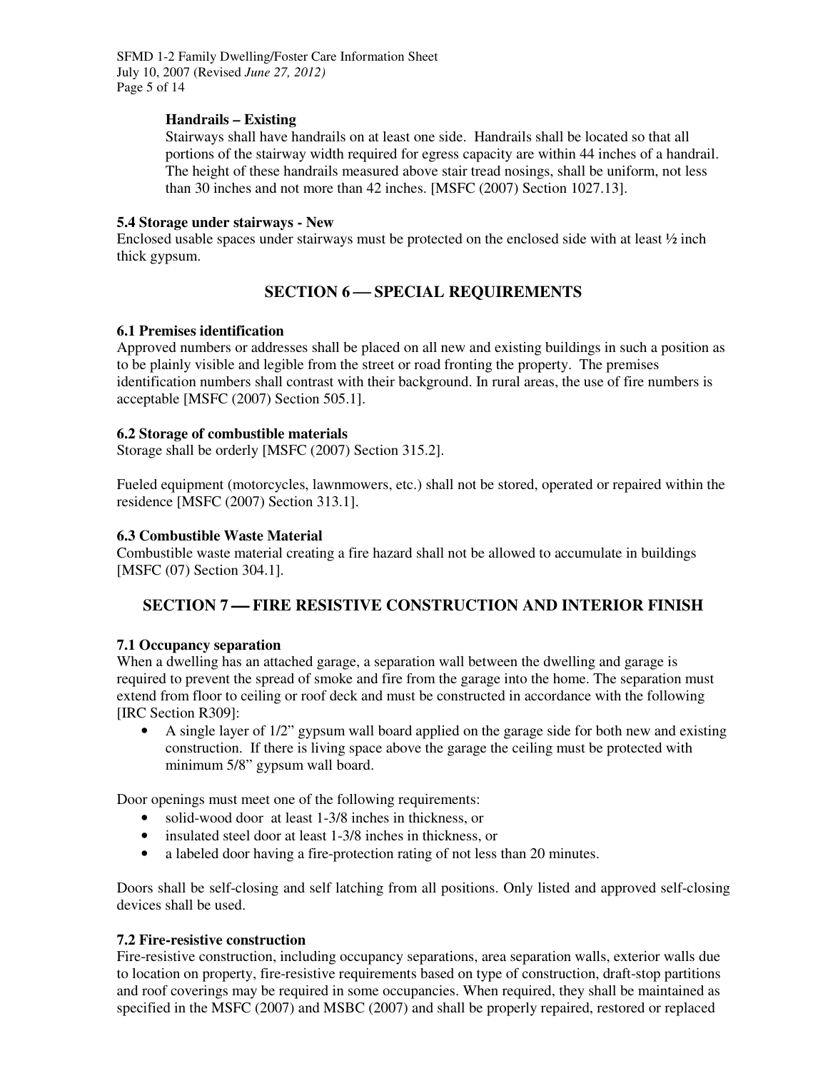**Handrails – Existing**

Stairways shall have handrails on at least one side. Handrails shall be located so that all portions of the stairway width required for egress capacity are within 44 inches of a handrail. The height of these handrails measured above stair tread nosings, shall be uniform, not less than 30 inches and not more than 42 inches. [MSFC (2007) Section 1027.13].

### 5.4 Storage under stairways - New

Enclosed usable spaces under stairways must be protected on the enclosed side with at least ½ inch thick gypsum.

## SECTION 6 — SPECIAL REQUIREMENTS

### 6.1 Premises identification

Approved numbers or addresses shall be placed on all new and existing buildings in such a position as to be plainly visible and legible from the street or road fronting the property. The premises identification numbers shall contrast with their background. In rural areas, the use of fire numbers is acceptable [MSFC (2007) Section 505.1].

### 6.2 Storage of combustible materials

Storage shall be orderly [MSFC (2007) Section 315.2].

Fueled equipment (motorcycles, lawnmowers, etc.) shall not be stored, operated or repaired within the residence [MSFC (2007) Section 313.1].

### 6.3 Combustible Waste Material

Combustible waste material creating a fire hazard shall not be allowed to accumulate in buildings [MSFC (07) Section 304.1].

## SECTION 7 — FIRE RESISTIVE CONSTRUCTION AND INTERIOR FINISH

### 7.1 Occupancy separation

When a dwelling has an attached garage, a separation wall between the dwelling and garage is required to prevent the spread of smoke and fire from the garage into the home. The separation must extend from floor to ceiling or roof deck and must be constructed in accordance with the following [IRC Section R309]:

- A single layer of 1/2" gypsum wall board applied on the garage side for both new and existing construction. If there is living space above the garage the ceiling must be protected with minimum 5/8" gypsum wall board.

Door openings must meet one of the following requirements:

- solid-wood door at least 1-3/8 inches in thickness, or
- insulated steel door at least 1-3/8 inches in thickness, or
- a labeled door having a fire-protection rating of not less than 20 minutes.

Doors shall be self-closing and self latching from all positions. Only listed and approved self-closing devices shall be used.

### 7.2 Fire-resistive construction

Fire-resistive construction, including occupancy separations, area separation walls, exterior walls due to location on property, fire-resistive requirements based on type of construction, draft-stop partitions and roof coverings may be required in some occupancies. When required, they shall be maintained as specified in the MSFC (2007) and MSBC (2007) and shall be properly repaired, restored or replaced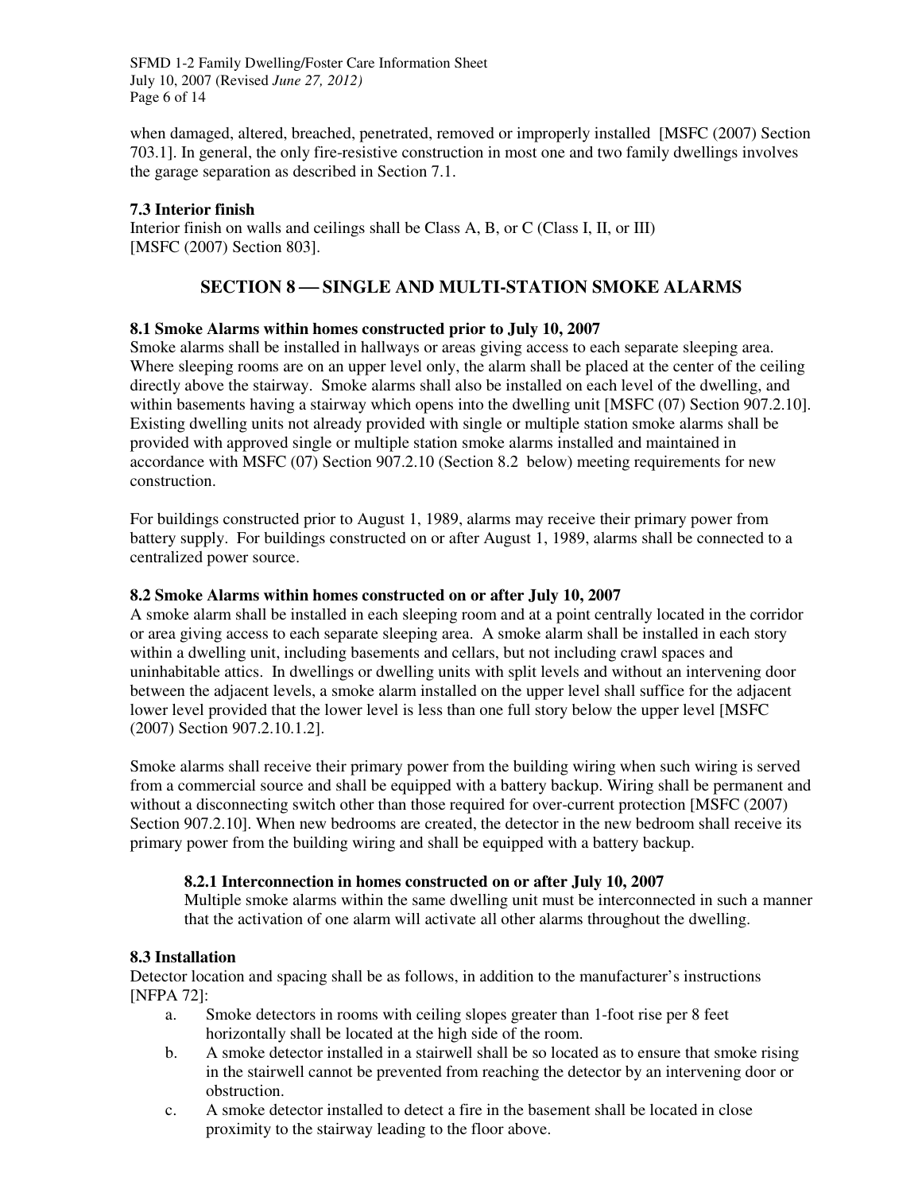when damaged, altered, breached, penetrated, removed or improperly installed [MSFC (2007) Section 703.1]. In general, the only fire-resistive construction in most one and two family dwellings involves the garage separation as described in Section 7.1.

### 7.3 Interior finish

Interior finish on walls and ceilings shall be Class A, B, or C (Class I, II, or III) [MSFC (2007) Section 803].

## SECTION 8 — SINGLE AND MULTI-STATION SMOKE ALARMS

### 8.1 Smoke Alarms within homes constructed prior to July 10, 2007

Smoke alarms shall be installed in hallways or areas giving access to each separate sleeping area. Where sleeping rooms are on an upper level only, the alarm shall be placed at the center of the ceiling directly above the stairway. Smoke alarms shall also be installed on each level of the dwelling, and within basements having a stairway which opens into the dwelling unit [MSFC (07) Section 907.2.10]. Existing dwelling units not already provided with single or multiple station smoke alarms shall be provided with approved single or multiple station smoke alarms installed and maintained in accordance with MSFC (07) Section 907.2.10 (Section 8.2 below) meeting requirements for new construction.

For buildings constructed prior to August 1, 1989, alarms may receive their primary power from battery supply. For buildings constructed on or after August 1, 1989, alarms shall be connected to a centralized power source.

### 8.2 Smoke Alarms within homes constructed on or after July 10, 2007

A smoke alarm shall be installed in each sleeping room and at a point centrally located in the corridor or area giving access to each separate sleeping area. A smoke alarm shall be installed in each story within a dwelling unit, including basements and cellars, but not including crawl spaces and uninhabitable attics. In dwellings or dwelling units with split levels and without an intervening door between the adjacent levels, a smoke alarm installed on the upper level shall suffice for the adjacent lower level provided that the lower level is less than one full story below the upper level [MSFC (2007) Section 907.2.10.1.2].

Smoke alarms shall receive their primary power from the building wiring when such wiring is served from a commercial source and shall be equipped with a battery backup. Wiring shall be permanent and without a disconnecting switch other than those required for over-current protection [MSFC (2007) Section 907.2.10]. When new bedrooms are created, the detector in the new bedroom shall receive its primary power from the building wiring and shall be equipped with a battery backup.

#### 8.2.1 Interconnection in homes constructed on or after July 10, 2007

Multiple smoke alarms within the same dwelling unit must be interconnected in such a manner that the activation of one alarm will activate all other alarms throughout the dwelling.

### 8.3 Installation

Detector location and spacing shall be as follows, in addition to the manufacturer's instructions [NFPA 72]:

a. Smoke detectors in rooms with ceiling slopes greater than 1-foot rise per 8 feet horizontally shall be located at the high side of the room.
b. A smoke detector installed in a stairwell shall be so located as to ensure that smoke rising in the stairwell cannot be prevented from reaching the detector by an intervening door or obstruction.
c. A smoke detector installed to detect a fire in the basement shall be located in close proximity to the stairway leading to the floor above.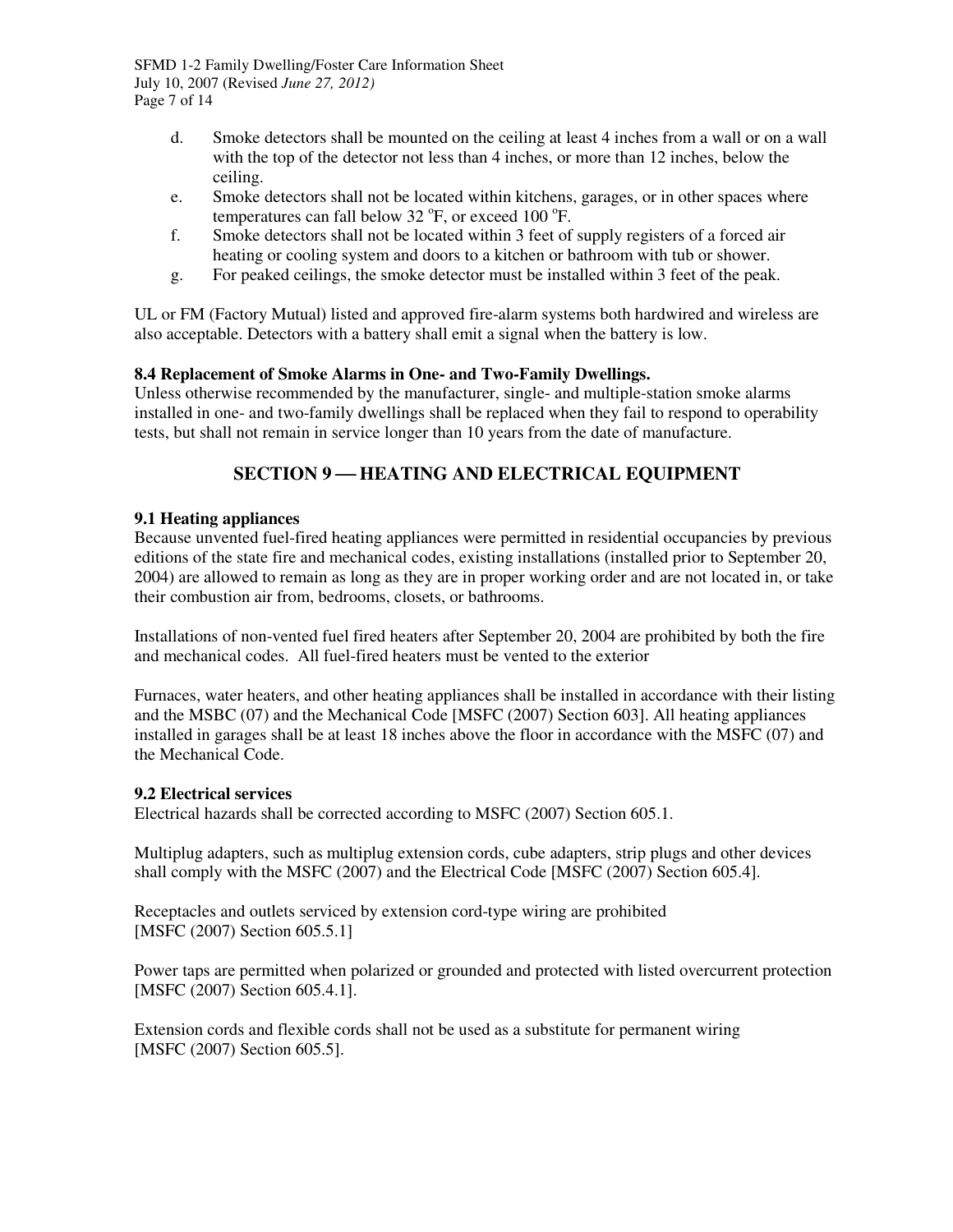d. Smoke detectors shall be mounted on the ceiling at least 4 inches from a wall or on a wall with the top of the detector not less than 4 inches, or more than 12 inches, below the ceiling.
e. Smoke detectors shall not be located within kitchens, garages, or in other spaces where temperatures can fall below 32 °F, or exceed 100 °F.
f. Smoke detectors shall not be located within 3 feet of supply registers of a forced air heating or cooling system and doors to a kitchen or bathroom with tub or shower.
g. For peaked ceilings, the smoke detector must be installed within 3 feet of the peak.

UL or FM (Factory Mutual) listed and approved fire-alarm systems both hardwired and wireless are also acceptable. Detectors with a battery shall emit a signal when the battery is low.

**8.4 Replacement of Smoke Alarms in One- and Two-Family Dwellings.**
Unless otherwise recommended by the manufacturer, single- and multiple-station smoke alarms installed in one- and two-family dwellings shall be replaced when they fail to respond to operability tests, but shall not remain in service longer than 10 years from the date of manufacture.

## SECTION 9 — HEATING AND ELECTRICAL EQUIPMENT

**9.1 Heating appliances**
Because unvented fuel-fired heating appliances were permitted in residential occupancies by previous editions of the state fire and mechanical codes, existing installations (installed prior to September 20, 2004) are allowed to remain as long as they are in proper working order and are not located in, or take their combustion air from, bedrooms, closets, or bathrooms.

Installations of non-vented fuel fired heaters after September 20, 2004 are prohibited by both the fire and mechanical codes. All fuel-fired heaters must be vented to the exterior

Furnaces, water heaters, and other heating appliances shall be installed in accordance with their listing and the MSBC (07) and the Mechanical Code [MSFC (2007) Section 603]. All heating appliances installed in garages shall be at least 18 inches above the floor in accordance with the MSFC (07) and the Mechanical Code.

**9.2 Electrical services**
Electrical hazards shall be corrected according to MSFC (2007) Section 605.1.

Multiplug adapters, such as multiplug extension cords, cube adapters, strip plugs and other devices shall comply with the MSFC (2007) and the Electrical Code [MSFC (2007) Section 605.4].

Receptacles and outlets serviced by extension cord-type wiring are prohibited [MSFC (2007) Section 605.5.1]

Power taps are permitted when polarized or grounded and protected with listed overcurrent protection [MSFC (2007) Section 605.4.1].

Extension cords and flexible cords shall not be used as a substitute for permanent wiring [MSFC (2007) Section 605.5].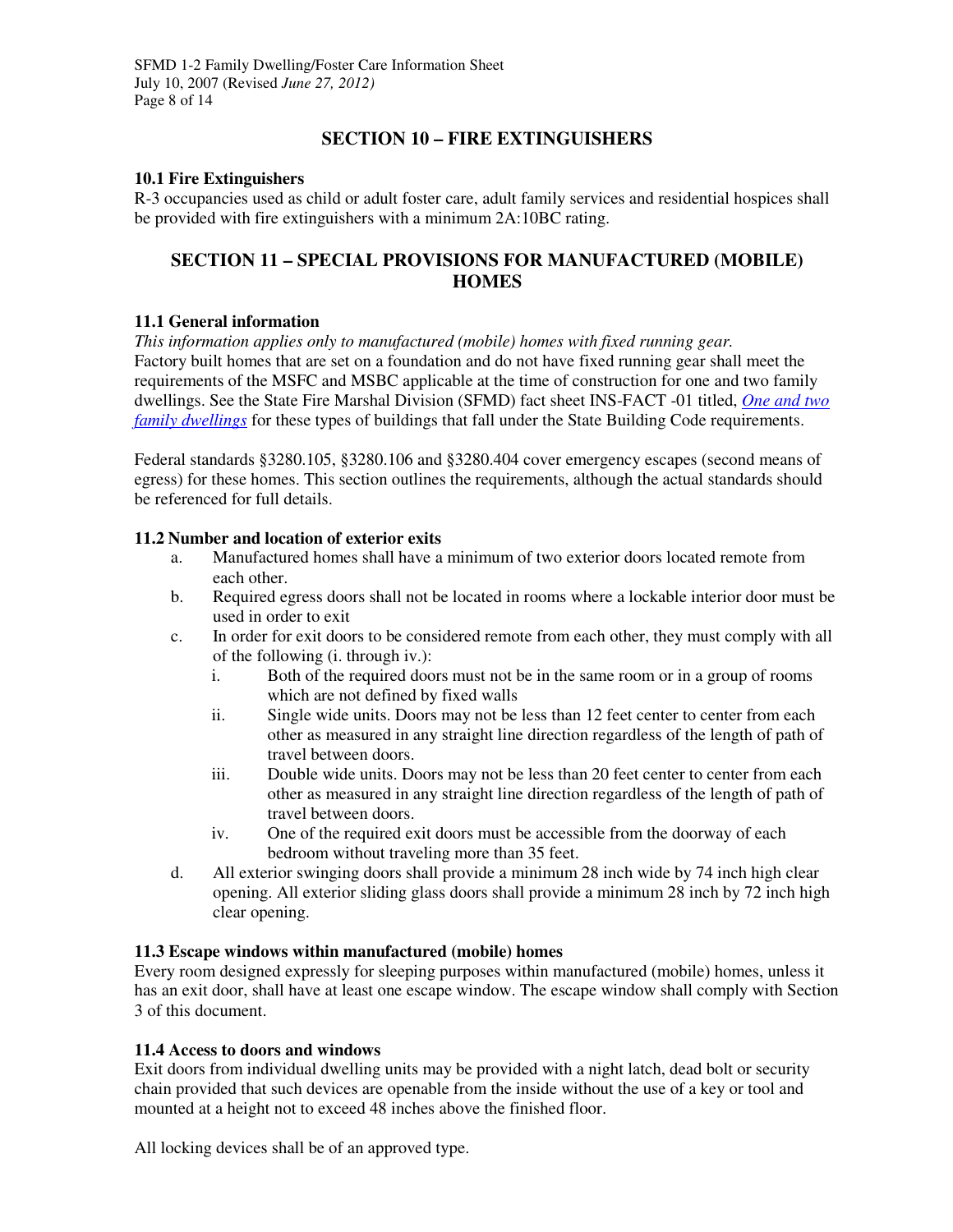## SECTION 10 – FIRE EXTINGUISHERS

### 10.1 Fire Extinguishers

R-3 occupancies used as child or adult foster care, adult family services and residential hospices shall be provided with fire extinguishers with a minimum 2A:10BC rating.

## SECTION 11 – SPECIAL PROVISIONS FOR MANUFACTURED (MOBILE) HOMES

### 11.1 General information

*This information applies only to manufactured (mobile) homes with fixed running gear.* Factory built homes that are set on a foundation and do not have fixed running gear shall meet the requirements of the MSFC and MSBC applicable at the time of construction for one and two family dwellings. See the State Fire Marshal Division (SFMD) fact sheet INS-FACT -01 titled, *One and two family dwellings* for these types of buildings that fall under the State Building Code requirements.

Federal standards §3280.105, §3280.106 and §3280.404 cover emergency escapes (second means of egress) for these homes. This section outlines the requirements, although the actual standards should be referenced for full details.

### 11.2 Number and location of exterior exits

a. Manufactured homes shall have a minimum of two exterior doors located remote from each other.

b. Required egress doors shall not be located in rooms where a lockable interior door must be used in order to exit

c. In order for exit doors to be considered remote from each other, they must comply with all of the following (i. through iv.):

   i. Both of the required doors must not be in the same room or in a group of rooms which are not defined by fixed walls

   ii. Single wide units. Doors may not be less than 12 feet center to center from each other as measured in any straight line direction regardless of the length of path of travel between doors.

   iii. Double wide units. Doors may not be less than 20 feet center to center from each other as measured in any straight line direction regardless of the length of path of travel between doors.

   iv. One of the required exit doors must be accessible from the doorway of each bedroom without traveling more than 35 feet.

d. All exterior swinging doors shall provide a minimum 28 inch wide by 74 inch high clear opening. All exterior sliding glass doors shall provide a minimum 28 inch by 72 inch high clear opening.

### 11.3 Escape windows within manufactured (mobile) homes

Every room designed expressly for sleeping purposes within manufactured (mobile) homes, unless it has an exit door, shall have at least one escape window. The escape window shall comply with Section 3 of this document.

### 11.4 Access to doors and windows

Exit doors from individual dwelling units may be provided with a night latch, dead bolt or security chain provided that such devices are openable from the inside without the use of a key or tool and mounted at a height not to exceed 48 inches above the finished floor.

All locking devices shall be of an approved type.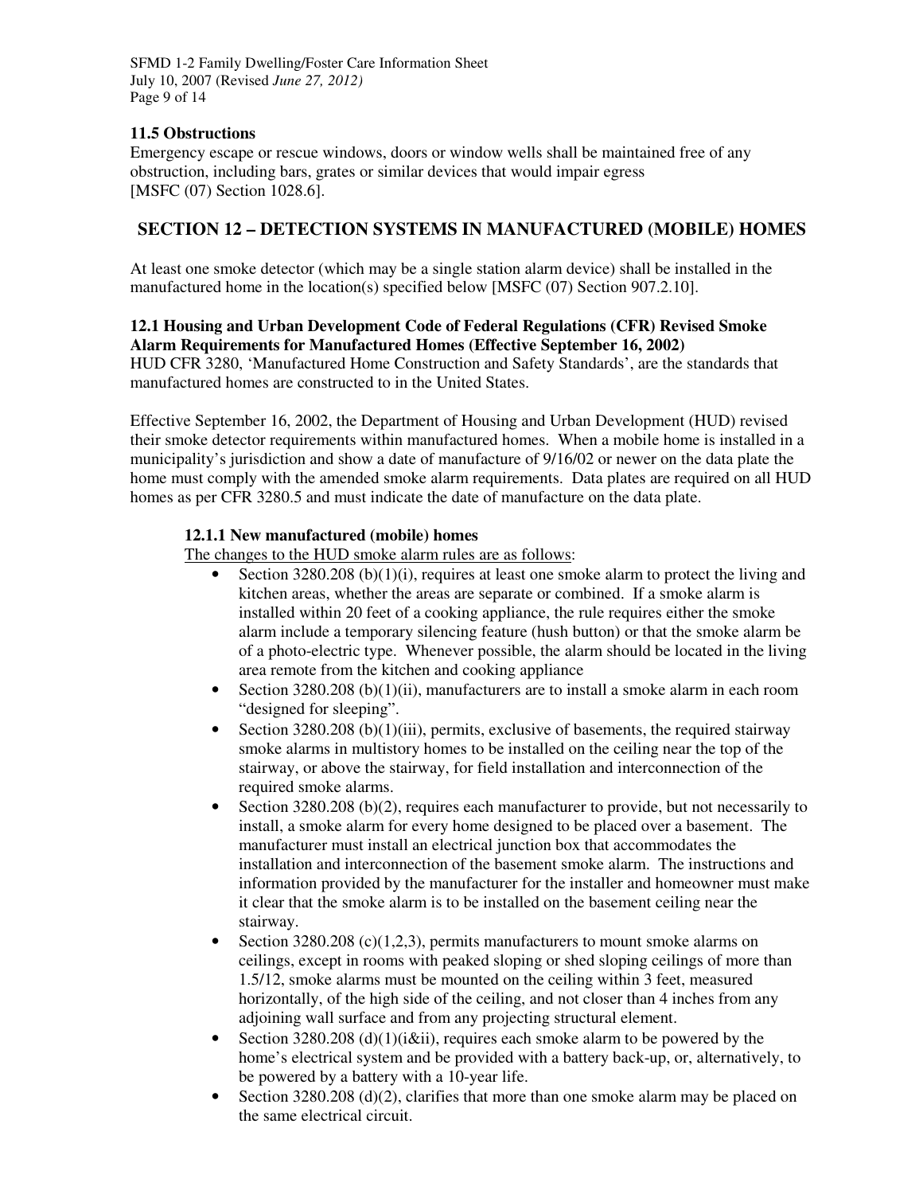### 11.5 Obstructions

Emergency escape or rescue windows, doors or window wells shall be maintained free of any obstruction, including bars, grates or similar devices that would impair egress [MSFC (07) Section 1028.6].

## SECTION 12 – DETECTION SYSTEMS IN MANUFACTURED (MOBILE) HOMES

At least one smoke detector (which may be a single station alarm device) shall be installed in the manufactured home in the location(s) specified below [MSFC (07) Section 907.2.10].

### 12.1 Housing and Urban Development Code of Federal Regulations (CFR) Revised Smoke Alarm Requirements for Manufactured Homes (Effective September 16, 2002)

HUD CFR 3280, 'Manufactured Home Construction and Safety Standards', are the standards that manufactured homes are constructed to in the United States.

Effective September 16, 2002, the Department of Housing and Urban Development (HUD) revised their smoke detector requirements within manufactured homes. When a mobile home is installed in a municipality's jurisdiction and show a date of manufacture of 9/16/02 or newer on the data plate the home must comply with the amended smoke alarm requirements. Data plates are required on all HUD homes as per CFR 3280.5 and must indicate the date of manufacture on the data plate.

#### 12.1.1 New manufactured (mobile) homes

The changes to the HUD smoke alarm rules are as follows:

- Section 3280.208 (b)(1)(i), requires at least one smoke alarm to protect the living and kitchen areas, whether the areas are separate or combined. If a smoke alarm is installed within 20 feet of a cooking appliance, the rule requires either the smoke alarm include a temporary silencing feature (hush button) or that the smoke alarm be of a photo-electric type. Whenever possible, the alarm should be located in the living area remote from the kitchen and cooking appliance
- Section 3280.208 (b)(1)(ii), manufacturers are to install a smoke alarm in each room "designed for sleeping".
- Section 3280.208 (b)(1)(iii), permits, exclusive of basements, the required stairway smoke alarms in multistory homes to be installed on the ceiling near the top of the stairway, or above the stairway, for field installation and interconnection of the required smoke alarms.
- Section 3280.208 (b)(2), requires each manufacturer to provide, but not necessarily to install, a smoke alarm for every home designed to be placed over a basement. The manufacturer must install an electrical junction box that accommodates the installation and interconnection of the basement smoke alarm. The instructions and information provided by the manufacturer for the installer and homeowner must make it clear that the smoke alarm is to be installed on the basement ceiling near the stairway.
- Section 3280.208 (c)(1,2,3), permits manufacturers to mount smoke alarms on ceilings, except in rooms with peaked sloping or shed sloping ceilings of more than 1.5/12, smoke alarms must be mounted on the ceiling within 3 feet, measured horizontally, of the high side of the ceiling, and not closer than 4 inches from any adjoining wall surface and from any projecting structural element.
- Section 3280.208 (d)(1)(i&ii), requires each smoke alarm to be powered by the home's electrical system and be provided with a battery back-up, or, alternatively, to be powered by a battery with a 10-year life.
- Section 3280.208 (d)(2), clarifies that more than one smoke alarm may be placed on the same electrical circuit.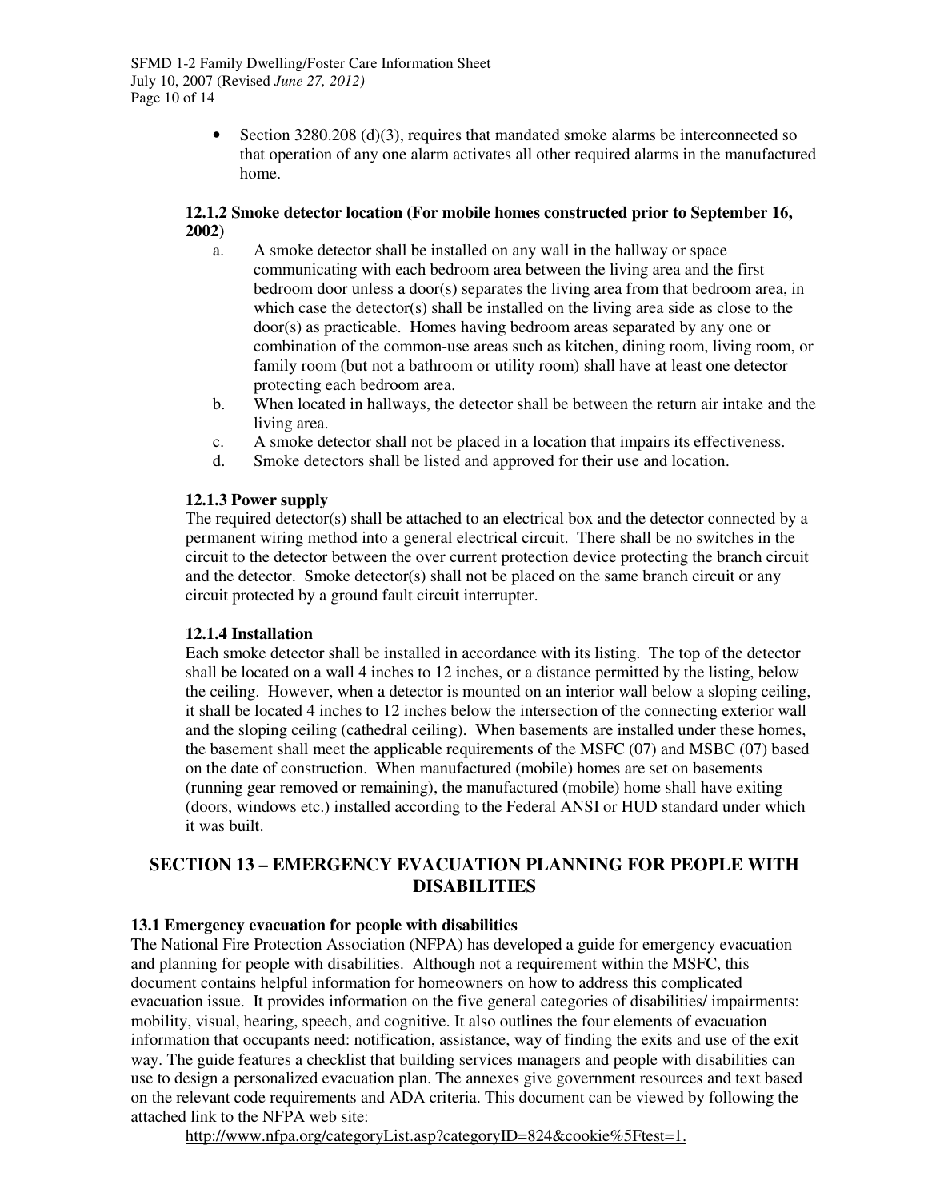- Section 3280.208 (d)(3), requires that mandated smoke alarms be interconnected so that operation of any one alarm activates all other required alarms in the manufactured home.

### 12.1.2 Smoke detector location (For mobile homes constructed prior to September 16, 2002)

a. A smoke detector shall be installed on any wall in the hallway or space communicating with each bedroom area between the living area and the first bedroom door unless a door(s) separates the living area from that bedroom area, in which case the detector(s) shall be installed on the living area side as close to the door(s) as practicable. Homes having bedroom areas separated by any one or combination of the common-use areas such as kitchen, dining room, living room, or family room (but not a bathroom or utility room) shall have at least one detector protecting each bedroom area.
b. When located in hallways, the detector shall be between the return air intake and the living area.
c. A smoke detector shall not be placed in a location that impairs its effectiveness.
d. Smoke detectors shall be listed and approved for their use and location.

### 12.1.3 Power supply

The required detector(s) shall be attached to an electrical box and the detector connected by a permanent wiring method into a general electrical circuit. There shall be no switches in the circuit to the detector between the over current protection device protecting the branch circuit and the detector. Smoke detector(s) shall not be placed on the same branch circuit or any circuit protected by a ground fault circuit interrupter.

### 12.1.4 Installation

Each smoke detector shall be installed in accordance with its listing. The top of the detector shall be located on a wall 4 inches to 12 inches, or a distance permitted by the listing, below the ceiling. However, when a detector is mounted on an interior wall below a sloping ceiling, it shall be located 4 inches to 12 inches below the intersection of the connecting exterior wall and the sloping ceiling (cathedral ceiling). When basements are installed under these homes, the basement shall meet the applicable requirements of the MSFC (07) and MSBC (07) based on the date of construction. When manufactured (mobile) homes are set on basements (running gear removed or remaining), the manufactured (mobile) home shall have exiting (doors, windows etc.) installed according to the Federal ANSI or HUD standard under which it was built.

## SECTION 13 – EMERGENCY EVACUATION PLANNING FOR PEOPLE WITH DISABILITIES

### 13.1 Emergency evacuation for people with disabilities

The National Fire Protection Association (NFPA) has developed a guide for emergency evacuation and planning for people with disabilities. Although not a requirement within the MSFC, this document contains helpful information for homeowners on how to address this complicated evacuation issue. It provides information on the five general categories of disabilities/ impairments: mobility, visual, hearing, speech, and cognitive. It also outlines the four elements of evacuation information that occupants need: notification, assistance, way of finding the exits and use of the exit way. The guide features a checklist that building services managers and people with disabilities can use to design a personalized evacuation plan. The annexes give government resources and text based on the relevant code requirements and ADA criteria. This document can be viewed by following the attached link to the NFPA web site:

http://www.nfpa.org/categoryList.asp?categoryID=824&cookie%5Ftest=1.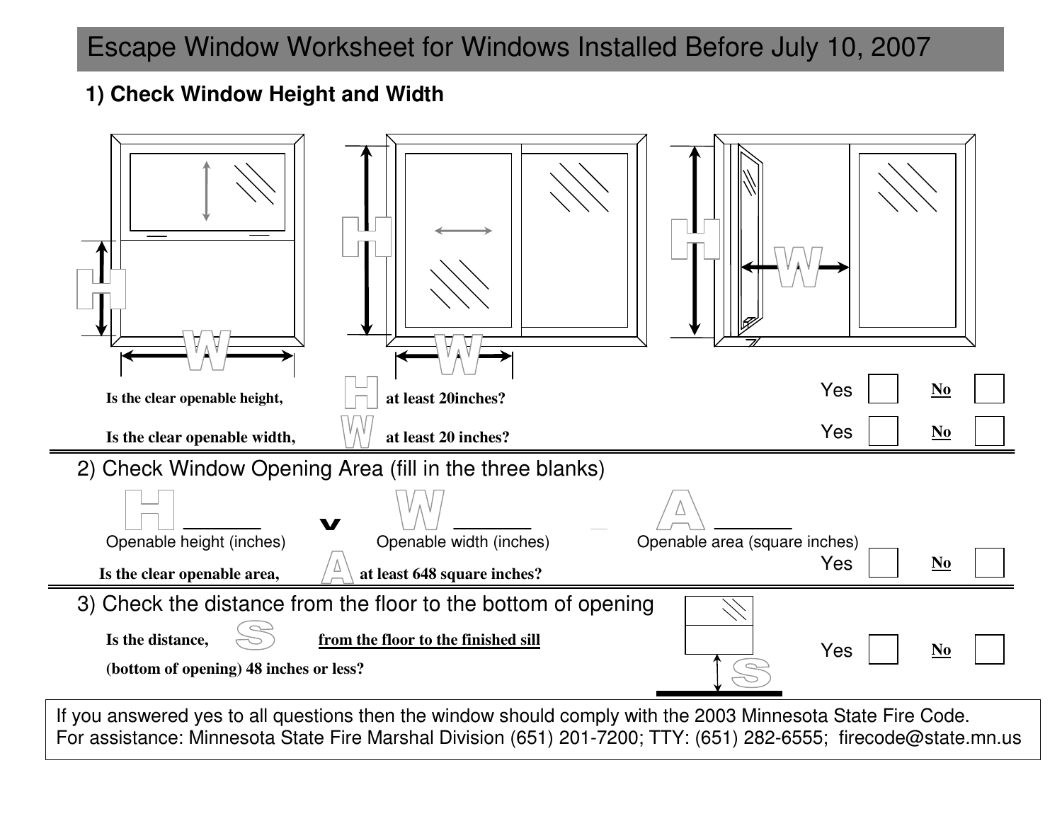# Escape Window Worksheet for Windows Installed Before July 10, 2007

## 1) Check Window Height and Width

**Is the clear openable height, H at least 20inches?** Yes ☐ **No** ☐

**Is the clear openable width, W at least 20 inches?** Yes ☐ **No** ☐

## 2) Check Window Opening Area (fill in the three blanks)

H ______ x W ______ = A ______

Openable height (inches) | Openable width (inches) | Openable area (square inches)

**Is the clear openable area, A at least 648 square inches?** Yes ☐ **No** ☐

## 3) Check the distance from the floor to the bottom of opening

**Is the distance, S from the floor to the finished sill (bottom of opening) 48 inches or less?** Yes ☐ **No** ☐

If you answered yes to all questions then the window should comply with the 2003 Minnesota State Fire Code.
For assistance: Minnesota State Fire Marshal Division (651) 201-7200; TTY: (651) 282-6555; firecode@state.mn.us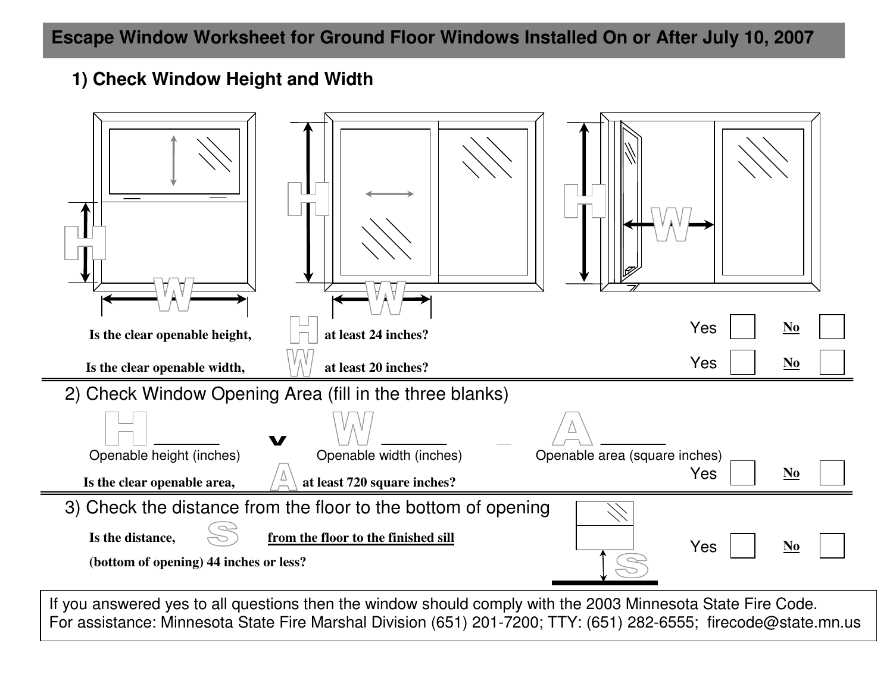## Escape Window Worksheet for Ground Floor Windows Installed On or After July 10, 2007

### 1) Check Window Height and Width

Is the clear openable height, H at least 24 inches? Yes ☐ No ☐

Is the clear openable width, W at least 20 inches? Yes ☐ No ☐

### 2) Check Window Opening Area (fill in the three blanks)

H \_\_\_\_\_\_ x W \_\_\_\_\_\_ = A \_\_\_\_\_\_

Openable height (inches) Openable width (inches) Openable area (square inches)

Is the clear openable area, A at least 720 square inches? Yes ☐ No ☐

### 3) Check the distance from the floor to the bottom of opening

Is the distance, S from the floor to the finished sill (bottom of opening) 44 inches or less? Yes ☐ No ☐

If you answered yes to all questions then the window should comply with the 2003 Minnesota State Fire Code.
For assistance: Minnesota State Fire Marshal Division (651) 201-7200; TTY: (651) 282-6555; firecode@state.mn.us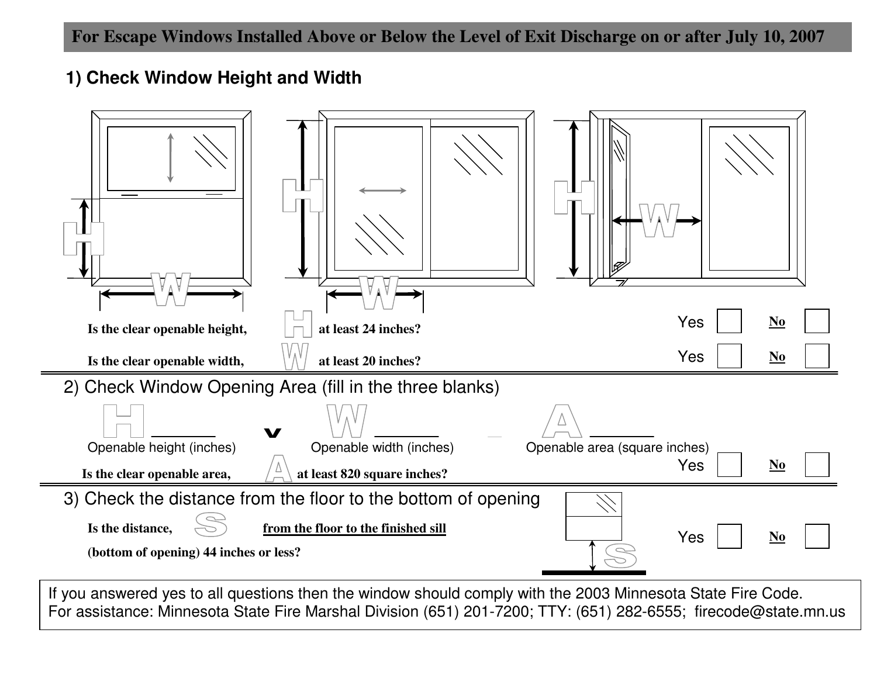## For Escape Windows Installed Above or Below the Level of Exit Discharge on or after July 10, 2007

### 1) Check Window Height and Width

**Is the clear openable height, H at least 24 inches?** Yes ☐ **No** ☐

**Is the clear openable width, W at least 20 inches?** Yes ☐ **No** ☐

### 2) Check Window Opening Area (fill in the three blanks)

H ______ x W ______ = A ______

Openable height (inches) — Openable width (inches) — Openable area (square inches)

**Is the clear openable area, A at least 820 square inches?** Yes ☐ **No** ☐

### 3) Check the distance from the floor to the bottom of opening

**Is the distance, S <u>from the floor to the finished sill</u> (bottom of opening) 44 inches or less?** Yes ☐ **No** ☐

If you answered yes to all questions then the window should comply with the 2003 Minnesota State Fire Code.
For assistance: Minnesota State Fire Marshal Division (651) 201-7200; TTY: (651) 282-6555; firecode@state.mn.us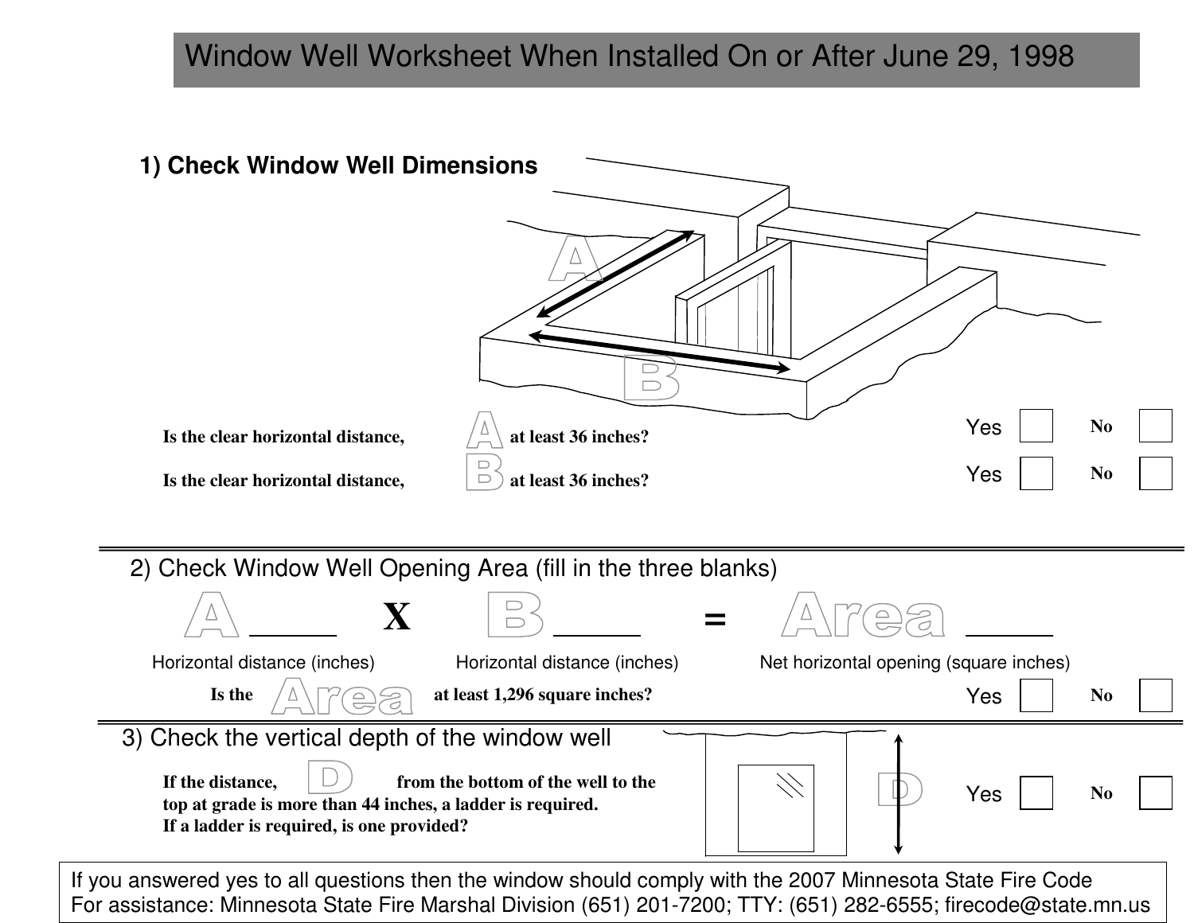# Window Well Worksheet When Installed On or After June 29, 1998

## 1) Check Window Well Dimensions

A

B

**Is the clear horizontal distance, A at least 36 inches?** Yes ☐ **No** ☐

**Is the clear horizontal distance, B at least 36 inches?** Yes ☐ **No** ☐

---

## 2) Check Window Well Opening Area (fill in the three blanks)

A _____ **X** B _____ **=** Area _____

Horizontal distance (inches) Horizontal distance (inches) Net horizontal opening (square inches)

**Is the Area at least 1,296 square inches?** Yes ☐ **No** ☐

---

## 3) Check the vertical depth of the window well

**If the distance, D from the bottom of the well to the top at grade is more than 44 inches, a ladder is required.**
**If a ladder is required, is one provided?**

D

Yes ☐ **No** ☐

If you answered yes to all questions then the window should comply with the 2007 Minnesota State Fire Code
For assistance: Minnesota State Fire Marshal Division (651) 201-7200; TTY: (651) 282-6555; firecode@state.mn.us